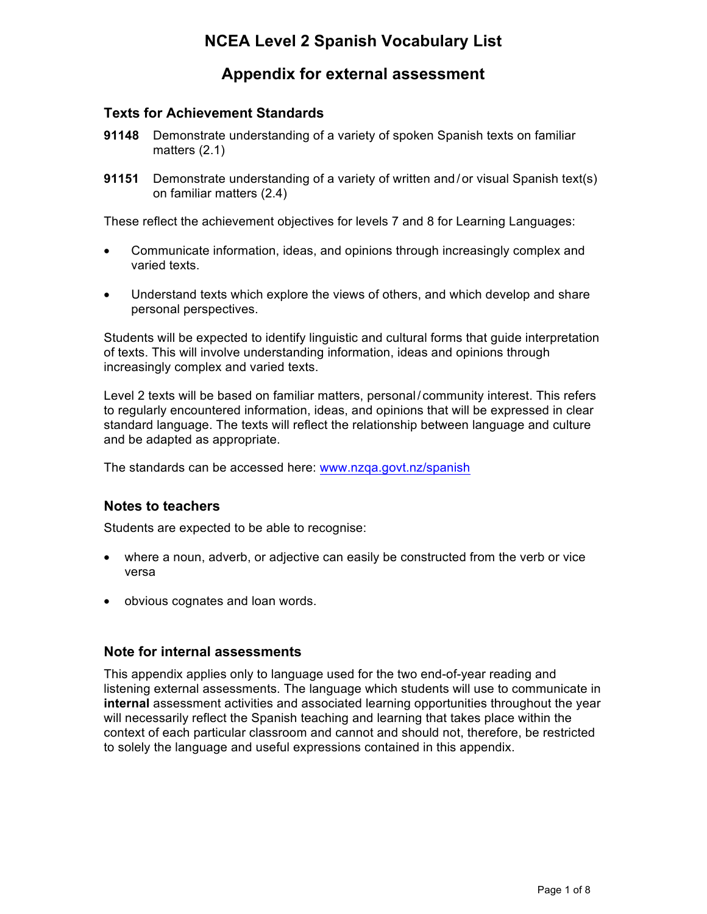# NCEA Level 2 Spanish Vocabulary List

## Appendix for external assessment

### Texts for Achievement Standards

**91148** Demonstrate understanding of a variety of spoken Spanish texts on familiar matters (2.1)

**91151** Demonstrate understanding of a variety of written and / or visual Spanish text(s) on familiar matters (2.4)

These reflect the achievement objectives for levels 7 and 8 for Learning Languages:

- Communicate information, ideas, and opinions through increasingly complex and varied texts.
- Understand texts which explore the views of others, and which develop and share personal perspectives.

Students will be expected to identify linguistic and cultural forms that guide interpretation of texts. This will involve understanding information, ideas and opinions through increasingly complex and varied texts.

Level 2 texts will be based on familiar matters, personal / community interest. This refers to regularly encountered information, ideas, and opinions that will be expressed in clear standard language. The texts will reflect the relationship between language and culture and be adapted as appropriate.

The standards can be accessed here: www.nzqa.govt.nz/spanish

### Notes to teachers

Students are expected to be able to recognise:

- where a noun, adverb, or adjective can easily be constructed from the verb or vice versa
- obvious cognates and loan words.

### Note for internal assessments

This appendix applies only to language used for the two end-of-year reading and listening external assessments. The language which students will use to communicate in **internal** assessment activities and associated learning opportunities throughout the year will necessarily reflect the Spanish teaching and learning that takes place within the context of each particular classroom and cannot and should not, therefore, be restricted to solely the language and useful expressions contained in this appendix.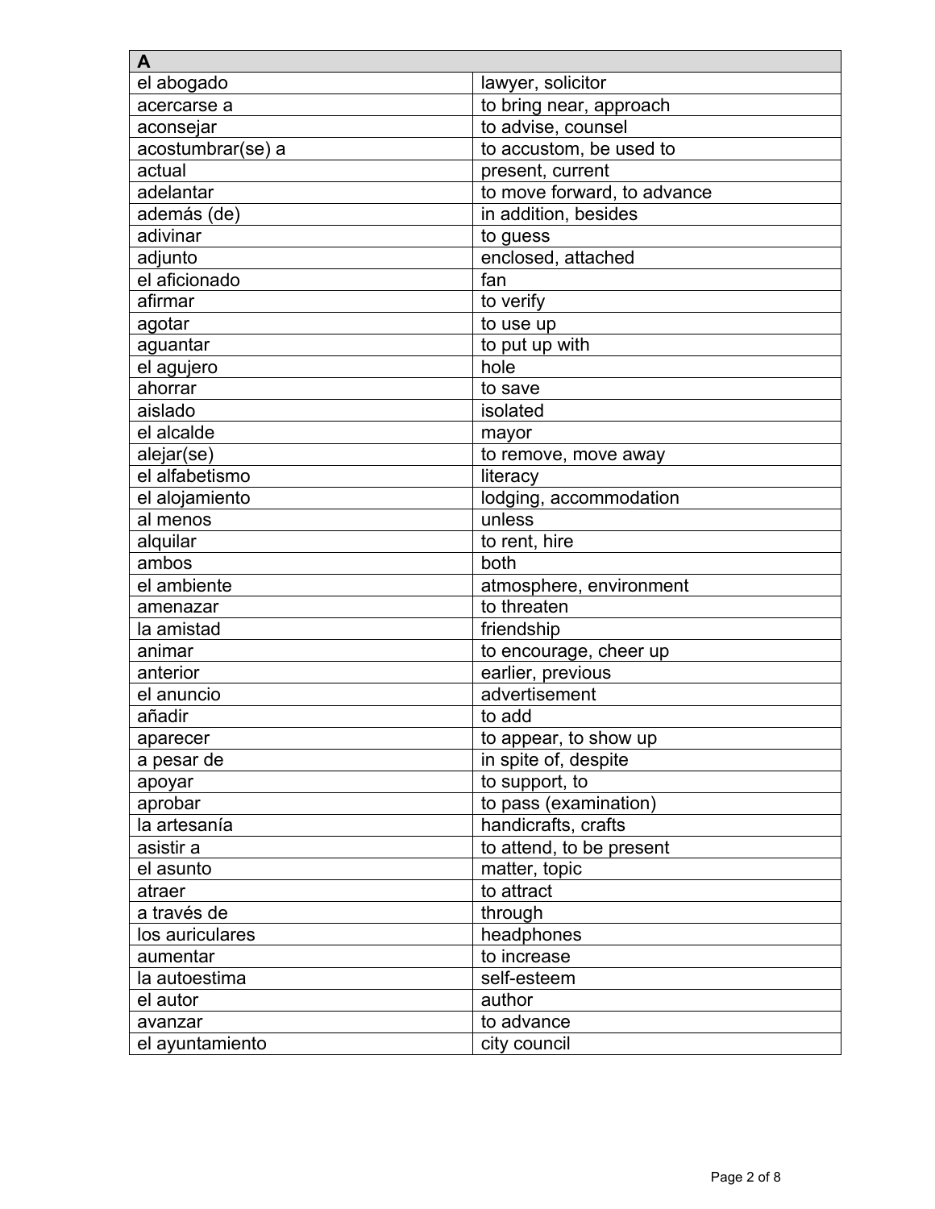| A | |
|---|---|
| el abogado | lawyer, solicitor |
| acercarse a | to bring near, approach |
| aconsejar | to advise, counsel |
| acostumbrar(se) a | to accustom, be used to |
| actual | present, current |
| adelantar | to move forward, to advance |
| además (de) | in addition, besides |
| adivinar | to guess |
| adjunto | enclosed, attached |
| el aficionado | fan |
| afirmar | to verify |
| agotar | to use up |
| aguantar | to put up with |
| el agujero | hole |
| ahorrar | to save |
| aislado | isolated |
| el alcalde | mayor |
| alejar(se) | to remove, move away |
| el alfabetismo | literacy |
| el alojamiento | lodging, accommodation |
| al menos | unless |
| alquilar | to rent, hire |
| ambos | both |
| el ambiente | atmosphere, environment |
| amenazar | to threaten |
| la amistad | friendship |
| animar | to encourage, cheer up |
| anterior | earlier, previous |
| el anuncio | advertisement |
| añadir | to add |
| aparecer | to appear, to show up |
| a pesar de | in spite of, despite |
| apoyar | to support, to |
| aprobar | to pass (examination) |
| la artesanía | handicrafts, crafts |
| asistir a | to attend, to be present |
| el asunto | matter, topic |
| atraer | to attract |
| a través de | through |
| los auriculares | headphones |
| aumentar | to increase |
| la autoestima | self-esteem |
| el autor | author |
| avanzar | to advance |
| el ayuntamiento | city council |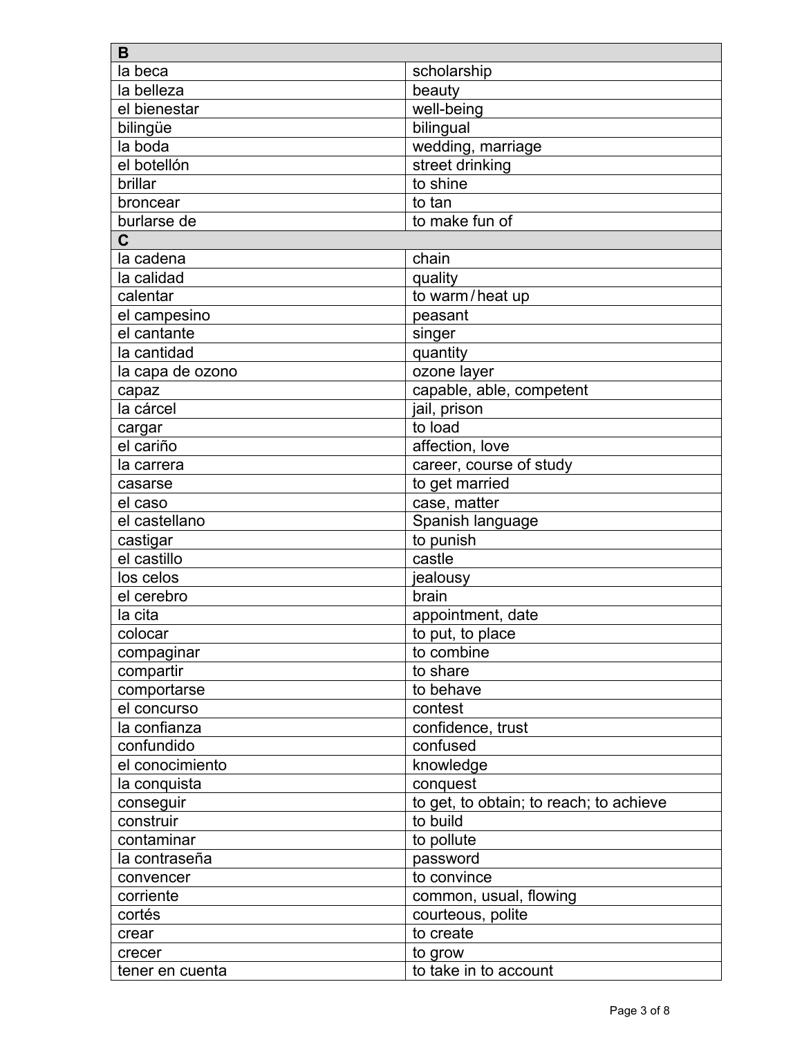| B | |
|---|---|
| la beca | scholarship |
| la belleza | beauty |
| el bienestar | well-being |
| bilingüe | bilingual |
| la boda | wedding, marriage |
| el botellón | street drinking |
| brillar | to shine |
| broncear | to tan |
| burlarse de | to make fun of |
| **C** | |
| la cadena | chain |
| la calidad | quality |
| calentar | to warm / heat up |
| el campesino | peasant |
| el cantante | singer |
| la cantidad | quantity |
| la capa de ozono | ozone layer |
| capaz | capable, able, competent |
| la cárcel | jail, prison |
| cargar | to load |
| el cariño | affection, love |
| la carrera | career, course of study |
| casarse | to get married |
| el caso | case, matter |
| el castellano | Spanish language |
| castigar | to punish |
| el castillo | castle |
| los celos | jealousy |
| el cerebro | brain |
| la cita | appointment, date |
| colocar | to put, to place |
| compaginar | to combine |
| compartir | to share |
| comportarse | to behave |
| el concurso | contest |
| la confianza | confidence, trust |
| confundido | confused |
| el conocimiento | knowledge |
| la conquista | conquest |
| conseguir | to get, to obtain; to reach; to achieve |
| construir | to build |
| contaminar | to pollute |
| la contraseña | password |
| convencer | to convince |
| corriente | common, usual, flowing |
| cortés | courteous, polite |
| crear | to create |
| crecer | to grow |
| tener en cuenta | to take in to account |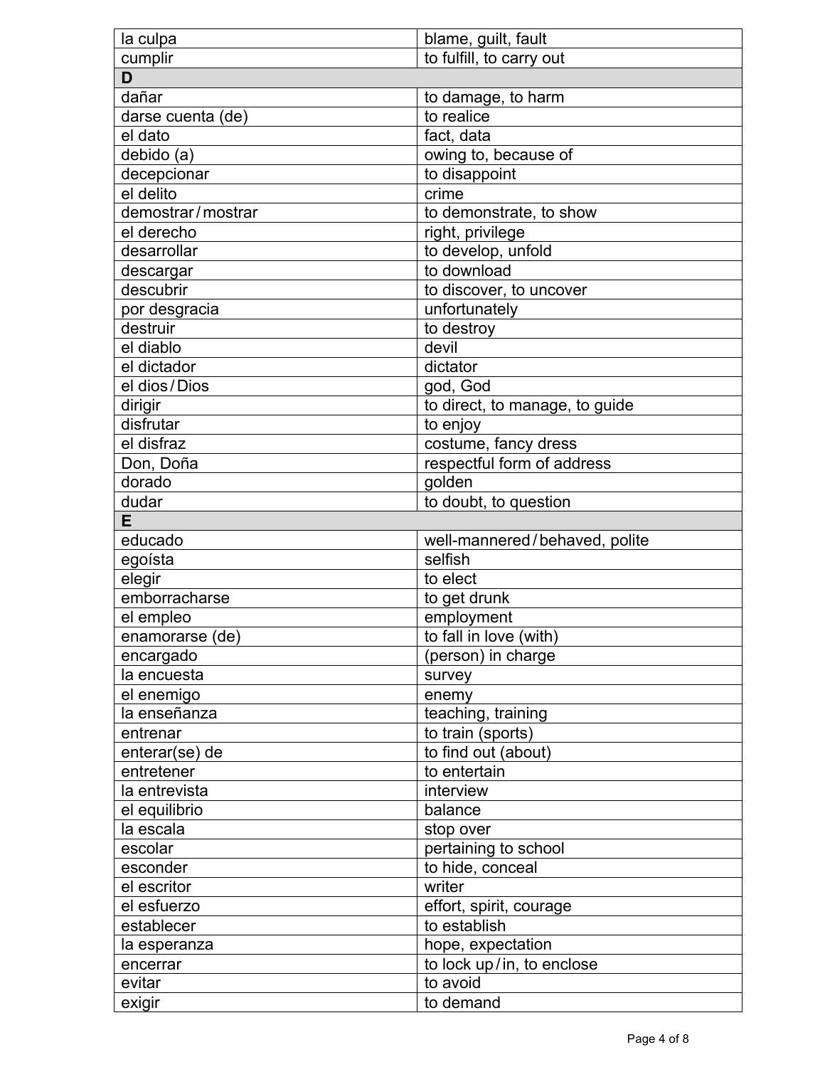| | |
|---|---|
| la culpa | blame, guilt, fault |
| cumplir | to fulfill, to carry out |
| **D** | |
| dañar | to damage, to harm |
| darse cuenta (de) | to realice |
| el dato | fact, data |
| debido (a) | owing to, because of |
| decepcionar | to disappoint |
| el delito | crime |
| demostrar / mostrar | to demonstrate, to show |
| el derecho | right, privilege |
| desarrollar | to develop, unfold |
| descargar | to download |
| descubrir | to discover, to uncover |
| por desgracia | unfortunately |
| destruir | to destroy |
| el diablo | devil |
| el dictador | dictator |
| el dios / Dios | god, God |
| dirigir | to direct, to manage, to guide |
| disfrutar | to enjoy |
| el disfraz | costume, fancy dress |
| Don, Doña | respectful form of address |
| dorado | golden |
| dudar | to doubt, to question |
| **E** | |
| educado | well-mannered / behaved, polite |
| egoísta | selfish |
| elegir | to elect |
| emborracharse | to get drunk |
| el empleo | employment |
| enamorarse (de) | to fall in love (with) |
| encargado | (person) in charge |
| la encuesta | survey |
| el enemigo | enemy |
| la enseñanza | teaching, training |
| entrenar | to train (sports) |
| enterar(se) de | to find out (about) |
| entretener | to entertain |
| la entrevista | interview |
| el equilibrio | balance |
| la escala | stop over |
| escolar | pertaining to school |
| esconder | to hide, conceal |
| el escritor | writer |
| el esfuerzo | effort, spirit, courage |
| establecer | to establish |
| la esperanza | hope, expectation |
| encerrar | to lock up / in, to enclose |
| evitar | to avoid |
| exigir | to demand |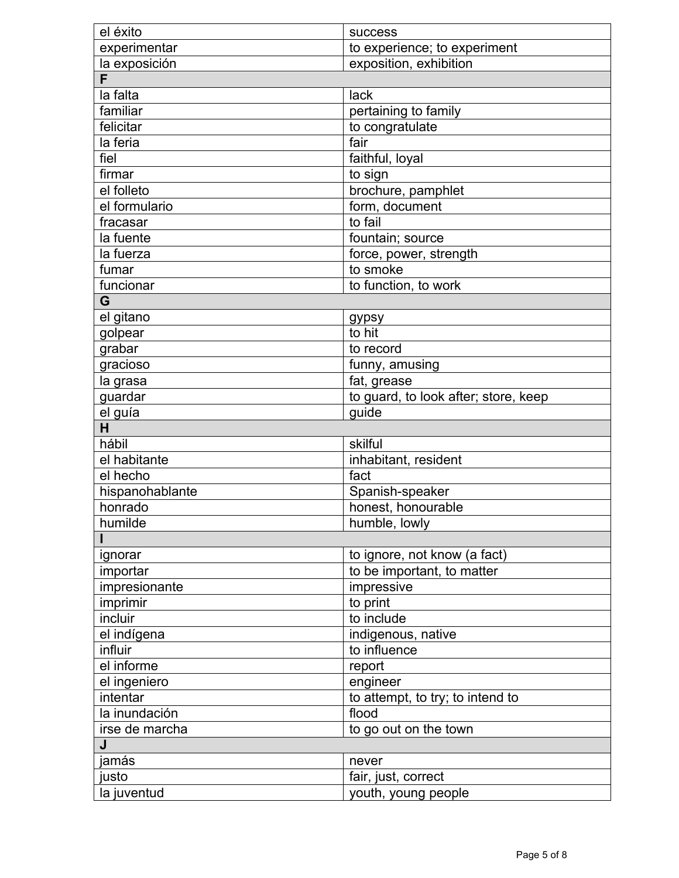| | |
|---|---|
| el éxito | success |
| experimentar | to experience; to experiment |
| la exposición | exposition, exhibition |
| **F** | |
| la falta | lack |
| familiar | pertaining to family |
| felicitar | to congratulate |
| la feria | fair |
| fiel | faithful, loyal |
| firmar | to sign |
| el folleto | brochure, pamphlet |
| el formulario | form, document |
| fracasar | to fail |
| la fuente | fountain; source |
| la fuerza | force, power, strength |
| fumar | to smoke |
| funcionar | to function, to work |
| **G** | |
| el gitano | gypsy |
| golpear | to hit |
| grabar | to record |
| gracioso | funny, amusing |
| la grasa | fat, grease |
| guardar | to guard, to look after; store, keep |
| el guía | guide |
| **H** | |
| hábil | skilful |
| el habitante | inhabitant, resident |
| el hecho | fact |
| hispanohablante | Spanish-speaker |
| honrado | honest, honourable |
| humilde | humble, lowly |
| **I** | |
| ignorar | to ignore, not know (a fact) |
| importar | to be important, to matter |
| impresionante | impressive |
| imprimir | to print |
| incluir | to include |
| el indígena | indigenous, native |
| influir | to influence |
| el informe | report |
| el ingeniero | engineer |
| intentar | to attempt, to try; to intend to |
| la inundación | flood |
| irse de marcha | to go out on the town |
| **J** | |
| jamás | never |
| justo | fair, just, correct |
| la juventud | youth, young people |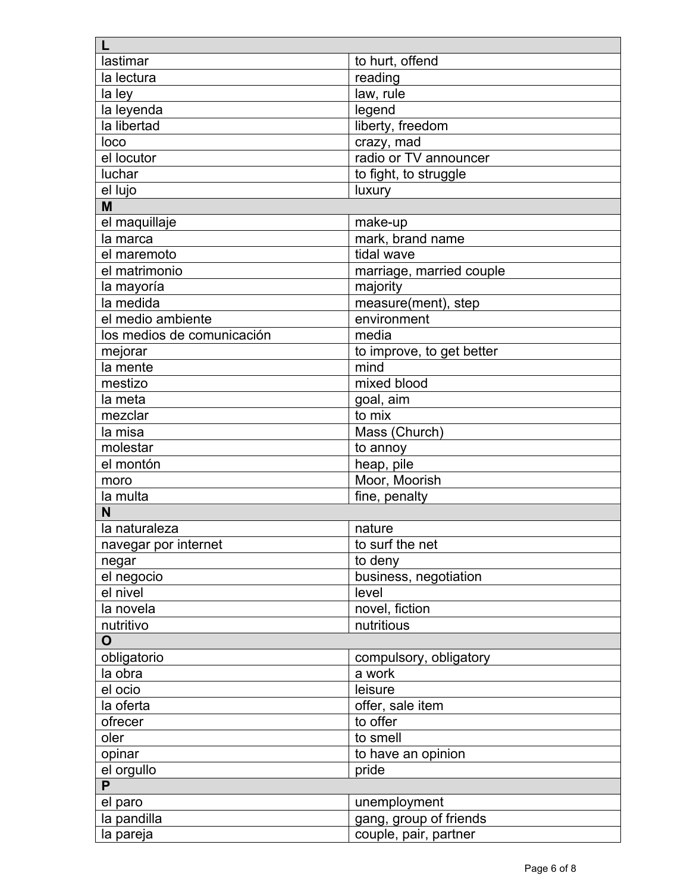| L | |
|---|---|
| lastimar | to hurt, offend |
| la lectura | reading |
| la ley | law, rule |
| la leyenda | legend |
| la libertad | liberty, freedom |
| loco | crazy, mad |
| el locutor | radio or TV announcer |
| luchar | to fight, to struggle |
| el lujo | luxury |
| **M** | |
| el maquillaje | make-up |
| la marca | mark, brand name |
| el maremoto | tidal wave |
| el matrimonio | marriage, married couple |
| la mayoría | majority |
| la medida | measure(ment), step |
| el medio ambiente | environment |
| los medios de comunicación | media |
| mejorar | to improve, to get better |
| la mente | mind |
| mestizo | mixed blood |
| la meta | goal, aim |
| mezclar | to mix |
| la misa | Mass (Church) |
| molestar | to annoy |
| el montón | heap, pile |
| moro | Moor, Moorish |
| la multa | fine, penalty |
| **N** | |
| la naturaleza | nature |
| navegar por internet | to surf the net |
| negar | to deny |
| el negocio | business, negotiation |
| el nivel | level |
| la novela | novel, fiction |
| nutritivo | nutritious |
| **O** | |
| obligatorio | compulsory, obligatory |
| la obra | a work |
| el ocio | leisure |
| la oferta | offer, sale item |
| ofrecer | to offer |
| oler | to smell |
| opinar | to have an opinion |
| el orgullo | pride |
| **P** | |
| el paro | unemployment |
| la pandilla | gang, group of friends |
| la pareja | couple, pair, partner |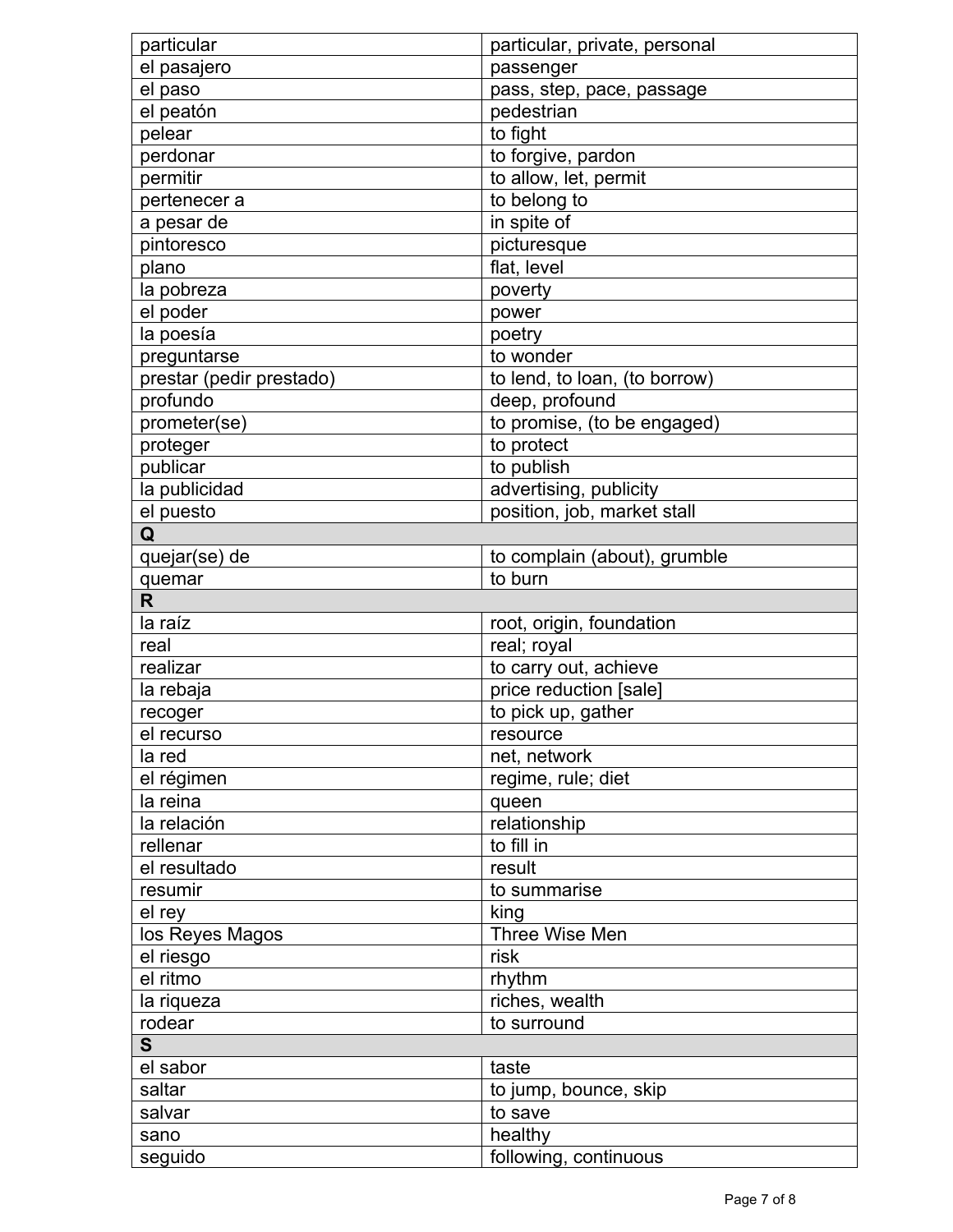| | |
|---|---|
| particular | particular, private, personal |
| el pasajero | passenger |
| el paso | pass, step, pace, passage |
| el peatón | pedestrian |
| pelear | to fight |
| perdonar | to forgive, pardon |
| permitir | to allow, let, permit |
| pertenecer a | to belong to |
| a pesar de | in spite of |
| pintoresco | picturesque |
| plano | flat, level |
| la pobreza | poverty |
| el poder | power |
| la poesía | poetry |
| preguntarse | to wonder |
| prestar (pedir prestado) | to lend, to loan, (to borrow) |
| profundo | deep, profound |
| prometer(se) | to promise, (to be engaged) |
| proteger | to protect |
| publicar | to publish |
| la publicidad | advertising, publicity |
| el puesto | position, job, market stall |
| **Q** | |
| quejar(se) de | to complain (about), grumble |
| quemar | to burn |
| **R** | |
| la raíz | root, origin, foundation |
| real | real; royal |
| realizar | to carry out, achieve |
| la rebaja | price reduction [sale] |
| recoger | to pick up, gather |
| el recurso | resource |
| la red | net, network |
| el régimen | regime, rule; diet |
| la reina | queen |
| la relación | relationship |
| rellenar | to fill in |
| el resultado | result |
| resumir | to summarise |
| el rey | king |
| los Reyes Magos | Three Wise Men |
| el riesgo | risk |
| el ritmo | rhythm |
| la riqueza | riches, wealth |
| rodear | to surround |
| **S** | |
| el sabor | taste |
| saltar | to jump, bounce, skip |
| salvar | to save |
| sano | healthy |
| seguido | following, continuous |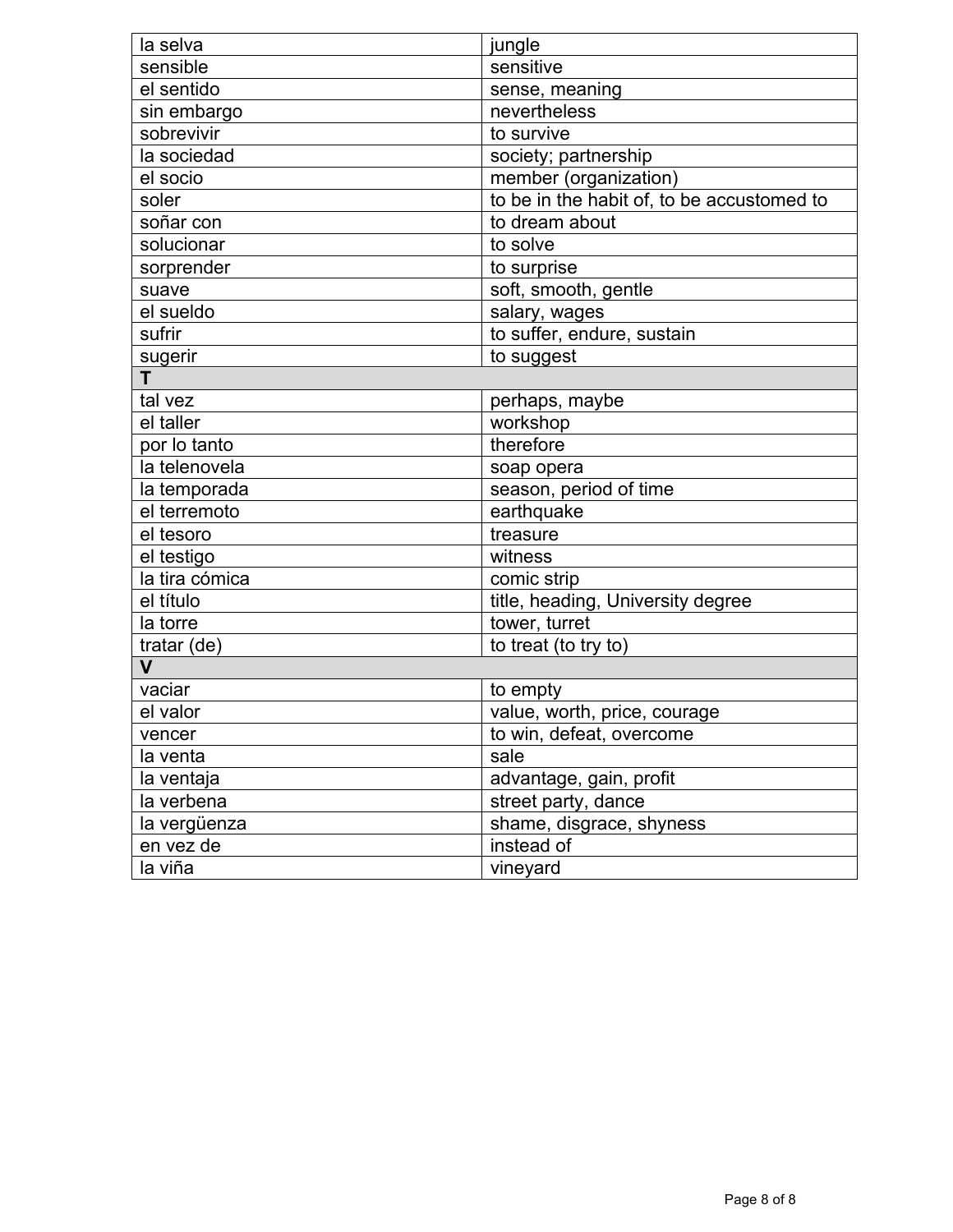| | |
|---|---|
| la selva | jungle |
| sensible | sensitive |
| el sentido | sense, meaning |
| sin embargo | nevertheless |
| sobrevivir | to survive |
| la sociedad | society; partnership |
| el socio | member (organization) |
| soler | to be in the habit of, to be accustomed to |
| soñar con | to dream about |
| solucionar | to solve |
| sorprender | to surprise |
| suave | soft, smooth, gentle |
| el sueldo | salary, wages |
| sufrir | to suffer, endure, sustain |
| sugerir | to suggest |
| **T** | |
| tal vez | perhaps, maybe |
| el taller | workshop |
| por lo tanto | therefore |
| la telenovela | soap opera |
| la temporada | season, period of time |
| el terremoto | earthquake |
| el tesoro | treasure |
| el testigo | witness |
| la tira cómica | comic strip |
| el título | title, heading, University degree |
| la torre | tower, turret |
| tratar (de) | to treat (to try to) |
| **V** | |
| vaciar | to empty |
| el valor | value, worth, price, courage |
| vencer | to win, defeat, overcome |
| la venta | sale |
| la ventaja | advantage, gain, profit |
| la verbena | street party, dance |
| la vergüenza | shame, disgrace, shyness |
| en vez de | instead of |
| la viña | vineyard |